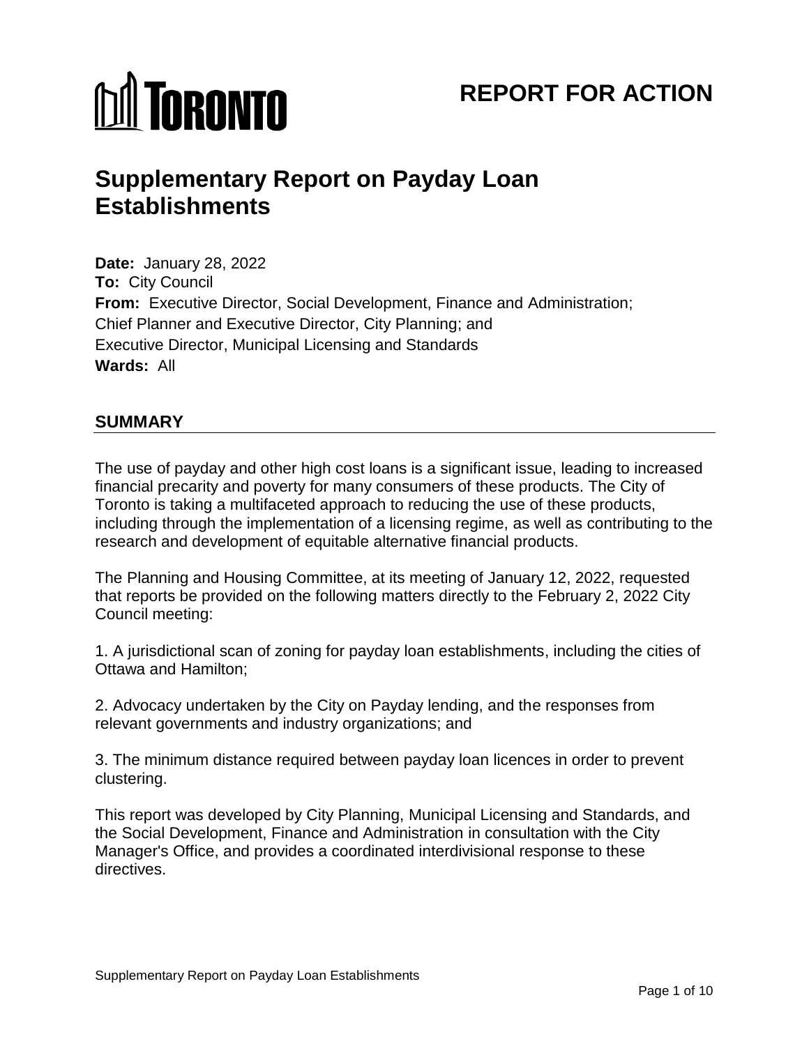# REPORT FOR ACTION

# Supplementary Report on Payday Loan Establishments

**Date:** January 28, 2022
**To:** City Council
**From:** Executive Director, Social Development, Finance and Administration; Chief Planner and Executive Director, City Planning; and Executive Director, Municipal Licensing and Standards
**Wards:** All

## SUMMARY

The use of payday and other high cost loans is a significant issue, leading to increased financial precarity and poverty for many consumers of these products. The City of Toronto is taking a multifaceted approach to reducing the use of these products, including through the implementation of a licensing regime, as well as contributing to the research and development of equitable alternative financial products.

The Planning and Housing Committee, at its meeting of January 12, 2022, requested that reports be provided on the following matters directly to the February 2, 2022 City Council meeting:

1. A jurisdictional scan of zoning for payday loan establishments, including the cities of Ottawa and Hamilton;

2. Advocacy undertaken by the City on Payday lending, and the responses from relevant governments and industry organizations; and

3. The minimum distance required between payday loan licences in order to prevent clustering.

This report was developed by City Planning, Municipal Licensing and Standards, and the Social Development, Finance and Administration in consultation with the City Manager's Office, and provides a coordinated interdivisional response to these directives.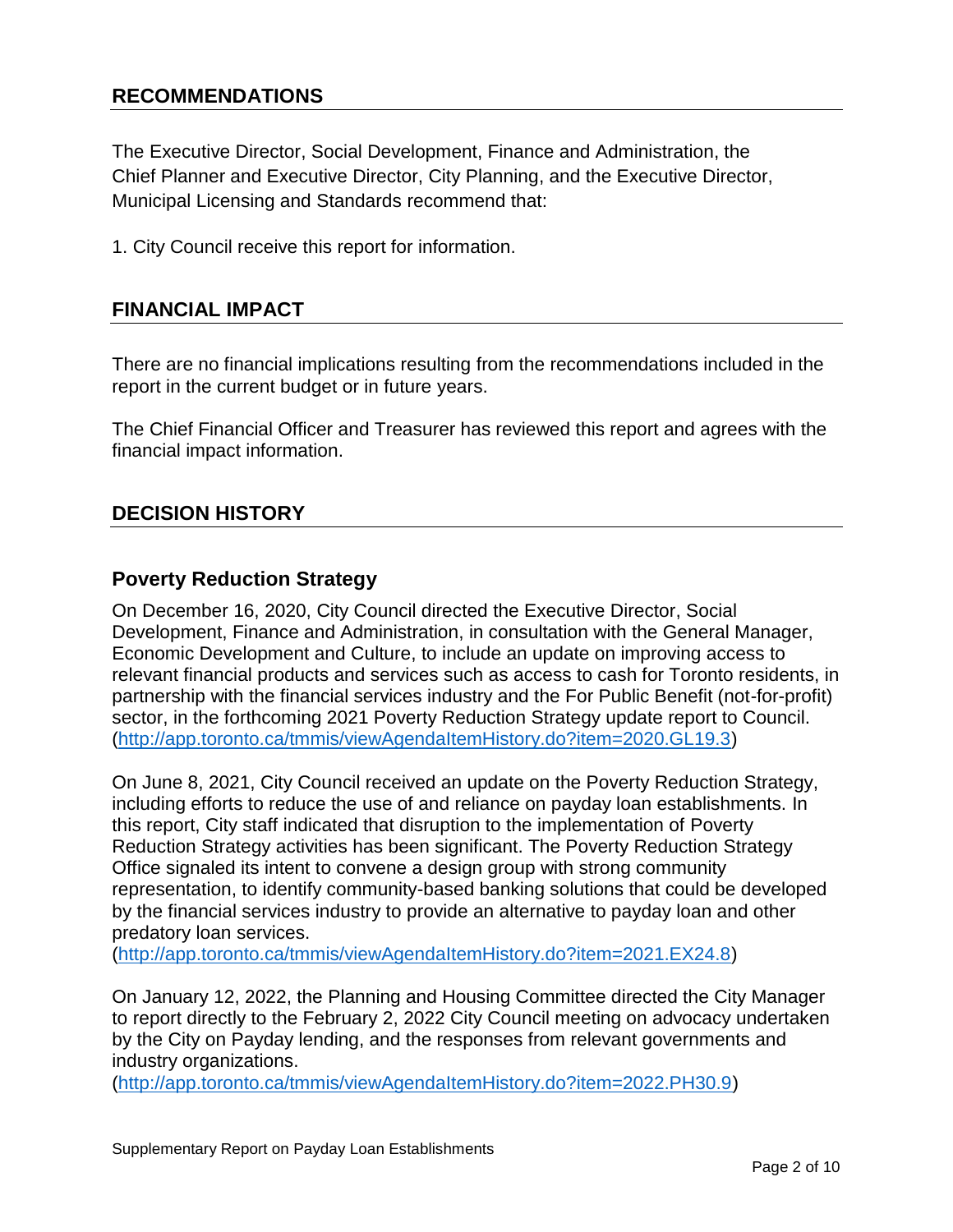## RECOMMENDATIONS

The Executive Director, Social Development, Finance and Administration, the Chief Planner and Executive Director, City Planning, and the Executive Director, Municipal Licensing and Standards recommend that:

1. City Council receive this report for information.

## FINANCIAL IMPACT

There are no financial implications resulting from the recommendations included in the report in the current budget or in future years.

The Chief Financial Officer and Treasurer has reviewed this report and agrees with the financial impact information.

## DECISION HISTORY

### Poverty Reduction Strategy

On December 16, 2020, City Council directed the Executive Director, Social Development, Finance and Administration, in consultation with the General Manager, Economic Development and Culture, to include an update on improving access to relevant financial products and services such as access to cash for Toronto residents, in partnership with the financial services industry and the For Public Benefit (not-for-profit) sector, in the forthcoming 2021 Poverty Reduction Strategy update report to Council. (http://app.toronto.ca/tmmis/viewAgendaItemHistory.do?item=2020.GL19.3)

On June 8, 2021, City Council received an update on the Poverty Reduction Strategy, including efforts to reduce the use of and reliance on payday loan establishments. In this report, City staff indicated that disruption to the implementation of Poverty Reduction Strategy activities has been significant. The Poverty Reduction Strategy Office signaled its intent to convene a design group with strong community representation, to identify community-based banking solutions that could be developed by the financial services industry to provide an alternative to payday loan and other predatory loan services.
(http://app.toronto.ca/tmmis/viewAgendaItemHistory.do?item=2021.EX24.8)

On January 12, 2022, the Planning and Housing Committee directed the City Manager to report directly to the February 2, 2022 City Council meeting on advocacy undertaken by the City on Payday lending, and the responses from relevant governments and industry organizations.
(http://app.toronto.ca/tmmis/viewAgendaItemHistory.do?item=2022.PH30.9)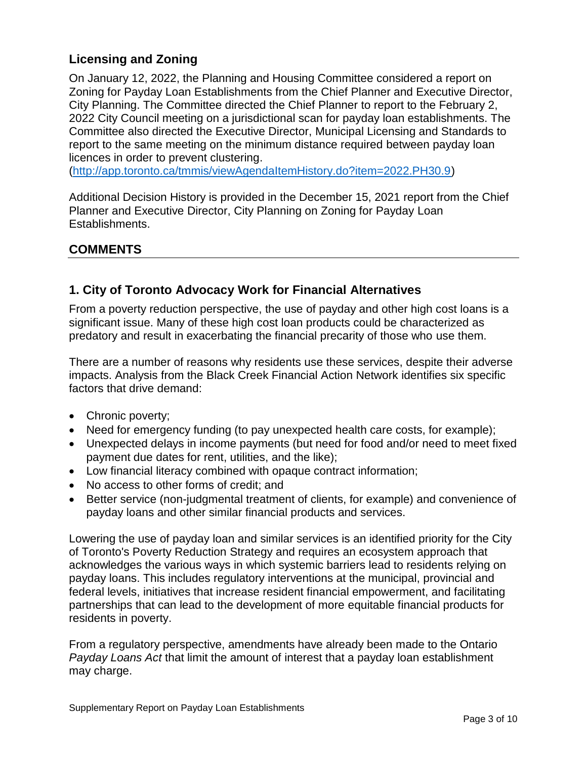## Licensing and Zoning

On January 12, 2022, the Planning and Housing Committee considered a report on Zoning for Payday Loan Establishments from the Chief Planner and Executive Director, City Planning. The Committee directed the Chief Planner to report to the February 2, 2022 City Council meeting on a jurisdictional scan for payday loan establishments. The Committee also directed the Executive Director, Municipal Licensing and Standards to report to the same meeting on the minimum distance required between payday loan licences in order to prevent clustering.
(http://app.toronto.ca/tmmis/viewAgendaItemHistory.do?item=2022.PH30.9)

Additional Decision History is provided in the December 15, 2021 report from the Chief Planner and Executive Director, City Planning on Zoning for Payday Loan Establishments.

## COMMENTS

### 1. City of Toronto Advocacy Work for Financial Alternatives

From a poverty reduction perspective, the use of payday and other high cost loans is a significant issue. Many of these high cost loan products could be characterized as predatory and result in exacerbating the financial precarity of those who use them.

There are a number of reasons why residents use these services, despite their adverse impacts. Analysis from the Black Creek Financial Action Network identifies six specific factors that drive demand:

- Chronic poverty;
- Need for emergency funding (to pay unexpected health care costs, for example);
- Unexpected delays in income payments (but need for food and/or need to meet fixed payment due dates for rent, utilities, and the like);
- Low financial literacy combined with opaque contract information;
- No access to other forms of credit; and
- Better service (non-judgmental treatment of clients, for example) and convenience of payday loans and other similar financial products and services.

Lowering the use of payday loan and similar services is an identified priority for the City of Toronto's Poverty Reduction Strategy and requires an ecosystem approach that acknowledges the various ways in which systemic barriers lead to residents relying on payday loans. This includes regulatory interventions at the municipal, provincial and federal levels, initiatives that increase resident financial empowerment, and facilitating partnerships that can lead to the development of more equitable financial products for residents in poverty.

From a regulatory perspective, amendments have already been made to the Ontario *Payday Loans Act* that limit the amount of interest that a payday loan establishment may charge.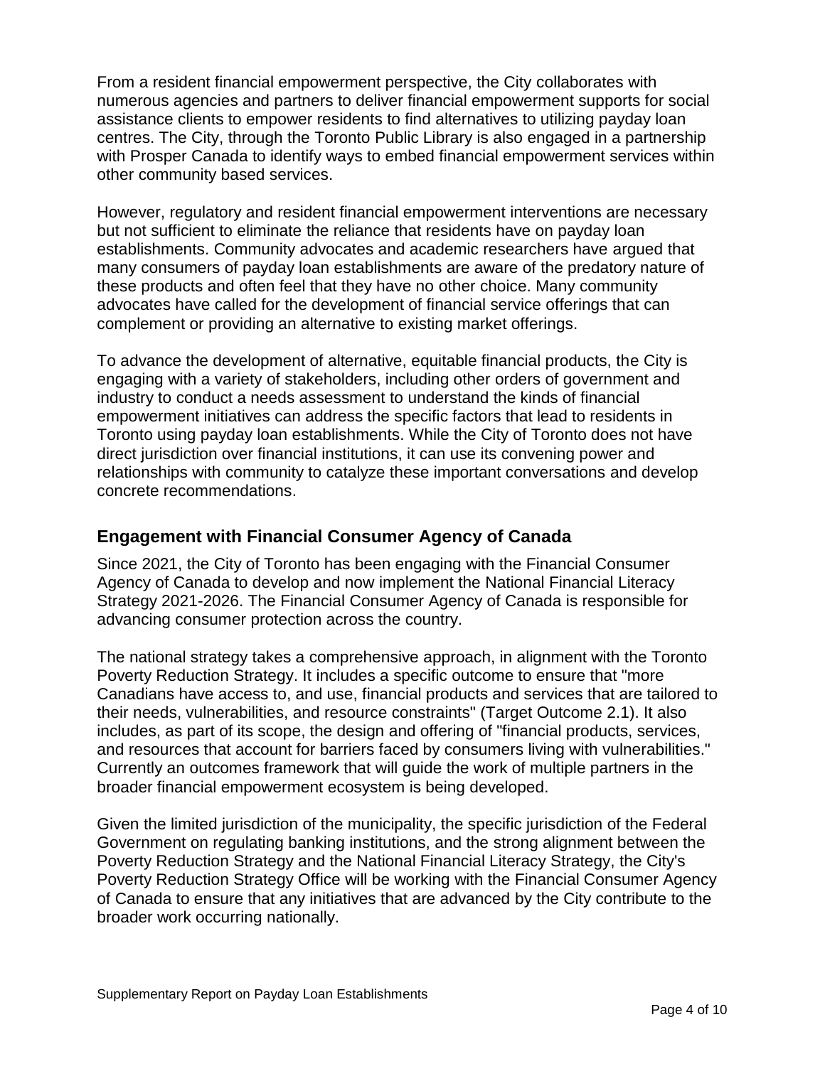From a resident financial empowerment perspective, the City collaborates with numerous agencies and partners to deliver financial empowerment supports for social assistance clients to empower residents to find alternatives to utilizing payday loan centres. The City, through the Toronto Public Library is also engaged in a partnership with Prosper Canada to identify ways to embed financial empowerment services within other community based services.

However, regulatory and resident financial empowerment interventions are necessary but not sufficient to eliminate the reliance that residents have on payday loan establishments. Community advocates and academic researchers have argued that many consumers of payday loan establishments are aware of the predatory nature of these products and often feel that they have no other choice. Many community advocates have called for the development of financial service offerings that can complement or providing an alternative to existing market offerings.

To advance the development of alternative, equitable financial products, the City is engaging with a variety of stakeholders, including other orders of government and industry to conduct a needs assessment to understand the kinds of financial empowerment initiatives can address the specific factors that lead to residents in Toronto using payday loan establishments. While the City of Toronto does not have direct jurisdiction over financial institutions, it can use its convening power and relationships with community to catalyze these important conversations and develop concrete recommendations.

## Engagement with Financial Consumer Agency of Canada

Since 2021, the City of Toronto has been engaging with the Financial Consumer Agency of Canada to develop and now implement the National Financial Literacy Strategy 2021-2026. The Financial Consumer Agency of Canada is responsible for advancing consumer protection across the country.

The national strategy takes a comprehensive approach, in alignment with the Toronto Poverty Reduction Strategy. It includes a specific outcome to ensure that "more Canadians have access to, and use, financial products and services that are tailored to their needs, vulnerabilities, and resource constraints" (Target Outcome 2.1). It also includes, as part of its scope, the design and offering of "financial products, services, and resources that account for barriers faced by consumers living with vulnerabilities." Currently an outcomes framework that will guide the work of multiple partners in the broader financial empowerment ecosystem is being developed.

Given the limited jurisdiction of the municipality, the specific jurisdiction of the Federal Government on regulating banking institutions, and the strong alignment between the Poverty Reduction Strategy and the National Financial Literacy Strategy, the City's Poverty Reduction Strategy Office will be working with the Financial Consumer Agency of Canada to ensure that any initiatives that are advanced by the City contribute to the broader work occurring nationally.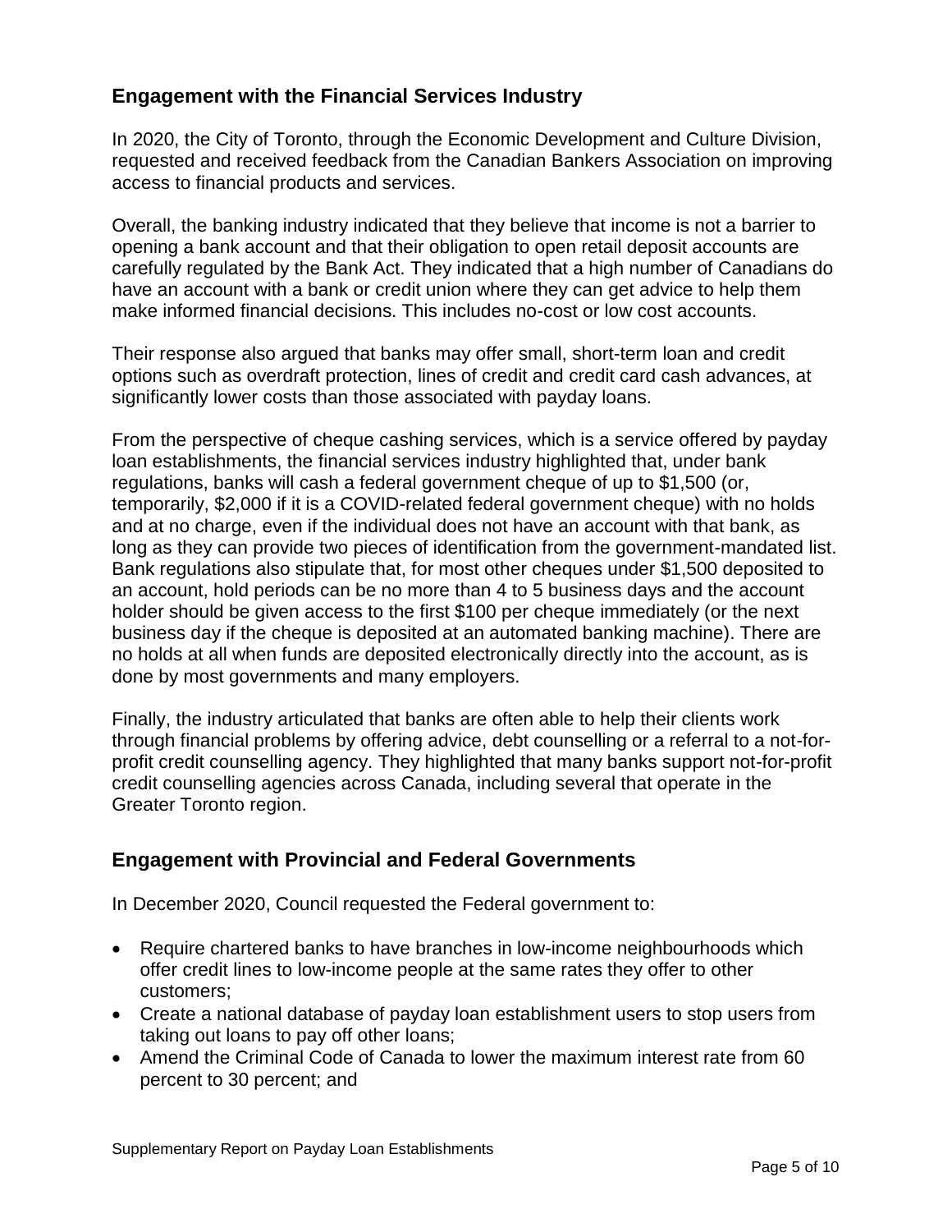## Engagement with the Financial Services Industry

In 2020, the City of Toronto, through the Economic Development and Culture Division, requested and received feedback from the Canadian Bankers Association on improving access to financial products and services.

Overall, the banking industry indicated that they believe that income is not a barrier to opening a bank account and that their obligation to open retail deposit accounts are carefully regulated by the Bank Act. They indicated that a high number of Canadians do have an account with a bank or credit union where they can get advice to help them make informed financial decisions. This includes no-cost or low cost accounts.

Their response also argued that banks may offer small, short-term loan and credit options such as overdraft protection, lines of credit and credit card cash advances, at significantly lower costs than those associated with payday loans.

From the perspective of cheque cashing services, which is a service offered by payday loan establishments, the financial services industry highlighted that, under bank regulations, banks will cash a federal government cheque of up to $1,500 (or, temporarily, $2,000 if it is a COVID-related federal government cheque) with no holds and at no charge, even if the individual does not have an account with that bank, as long as they can provide two pieces of identification from the government-mandated list. Bank regulations also stipulate that, for most other cheques under $1,500 deposited to an account, hold periods can be no more than 4 to 5 business days and the account holder should be given access to the first $100 per cheque immediately (or the next business day if the cheque is deposited at an automated banking machine). There are no holds at all when funds are deposited electronically directly into the account, as is done by most governments and many employers.

Finally, the industry articulated that banks are often able to help their clients work through financial problems by offering advice, debt counselling or a referral to a not-for-profit credit counselling agency. They highlighted that many banks support not-for-profit credit counselling agencies across Canada, including several that operate in the Greater Toronto region.

## Engagement with Provincial and Federal Governments

In December 2020, Council requested the Federal government to:

- Require chartered banks to have branches in low-income neighbourhoods which offer credit lines to low-income people at the same rates they offer to other customers;
- Create a national database of payday loan establishment users to stop users from taking out loans to pay off other loans;
- Amend the Criminal Code of Canada to lower the maximum interest rate from 60 percent to 30 percent; and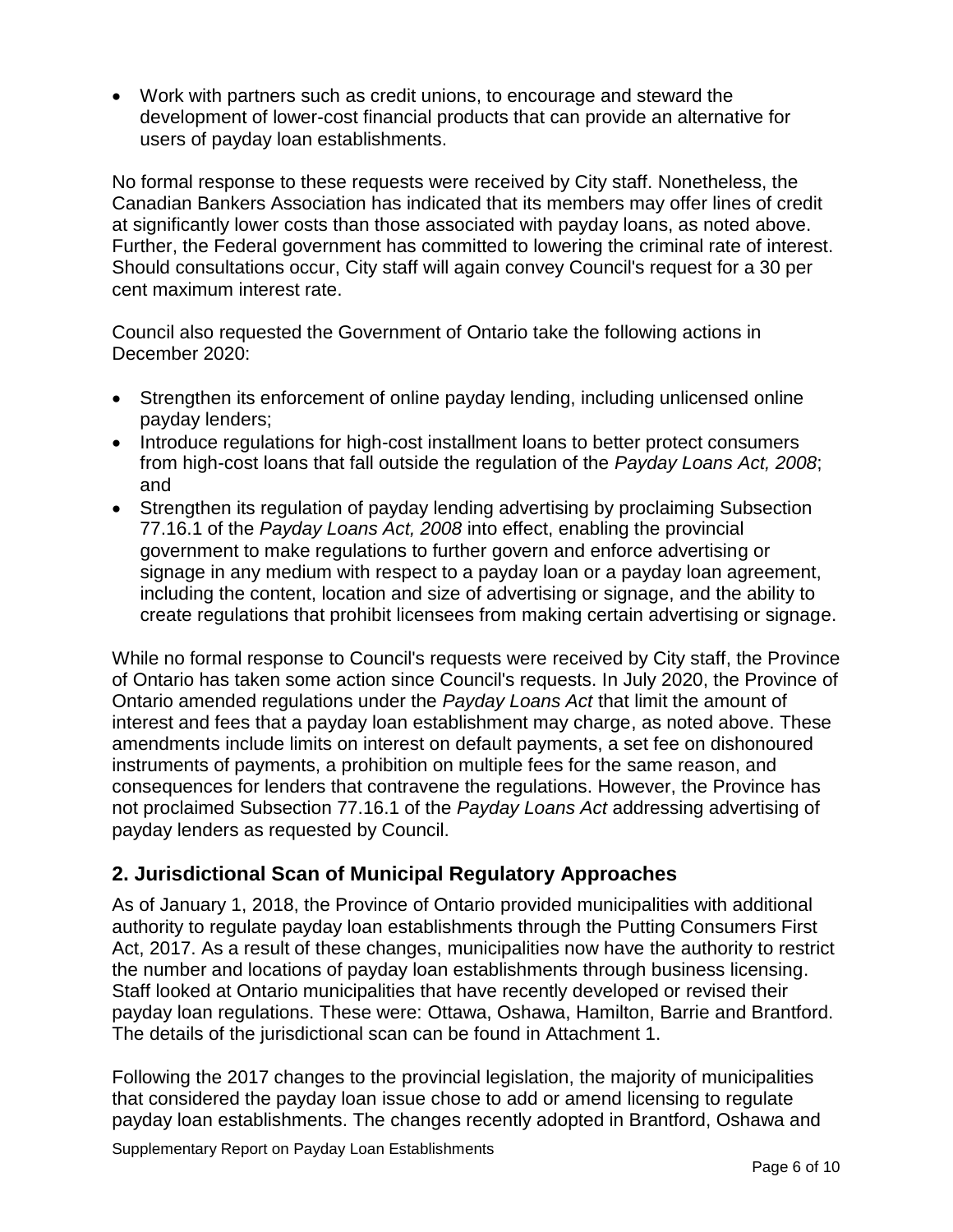- Work with partners such as credit unions, to encourage and steward the development of lower-cost financial products that can provide an alternative for users of payday loan establishments.

No formal response to these requests were received by City staff. Nonetheless, the Canadian Bankers Association has indicated that its members may offer lines of credit at significantly lower costs than those associated with payday loans, as noted above. Further, the Federal government has committed to lowering the criminal rate of interest. Should consultations occur, City staff will again convey Council's request for a 30 per cent maximum interest rate.

Council also requested the Government of Ontario take the following actions in December 2020:

- Strengthen its enforcement of online payday lending, including unlicensed online payday lenders;
- Introduce regulations for high-cost installment loans to better protect consumers from high-cost loans that fall outside the regulation of the *Payday Loans Act, 2008*; and
- Strengthen its regulation of payday lending advertising by proclaiming Subsection 77.16.1 of the *Payday Loans Act, 2008* into effect, enabling the provincial government to make regulations to further govern and enforce advertising or signage in any medium with respect to a payday loan or a payday loan agreement, including the content, location and size of advertising or signage, and the ability to create regulations that prohibit licensees from making certain advertising or signage.

While no formal response to Council's requests were received by City staff, the Province of Ontario has taken some action since Council's requests. In July 2020, the Province of Ontario amended regulations under the *Payday Loans Act* that limit the amount of interest and fees that a payday loan establishment may charge, as noted above. These amendments include limits on interest on default payments, a set fee on dishonoured instruments of payments, a prohibition on multiple fees for the same reason, and consequences for lenders that contravene the regulations. However, the Province has not proclaimed Subsection 77.16.1 of the *Payday Loans Act* addressing advertising of payday lenders as requested by Council.

## 2. Jurisdictional Scan of Municipal Regulatory Approaches

As of January 1, 2018, the Province of Ontario provided municipalities with additional authority to regulate payday loan establishments through the Putting Consumers First Act, 2017. As a result of these changes, municipalities now have the authority to restrict the number and locations of payday loan establishments through business licensing. Staff looked at Ontario municipalities that have recently developed or revised their payday loan regulations. These were: Ottawa, Oshawa, Hamilton, Barrie and Brantford. The details of the jurisdictional scan can be found in Attachment 1.

Following the 2017 changes to the provincial legislation, the majority of municipalities that considered the payday loan issue chose to add or amend licensing to regulate payday loan establishments. The changes recently adopted in Brantford, Oshawa and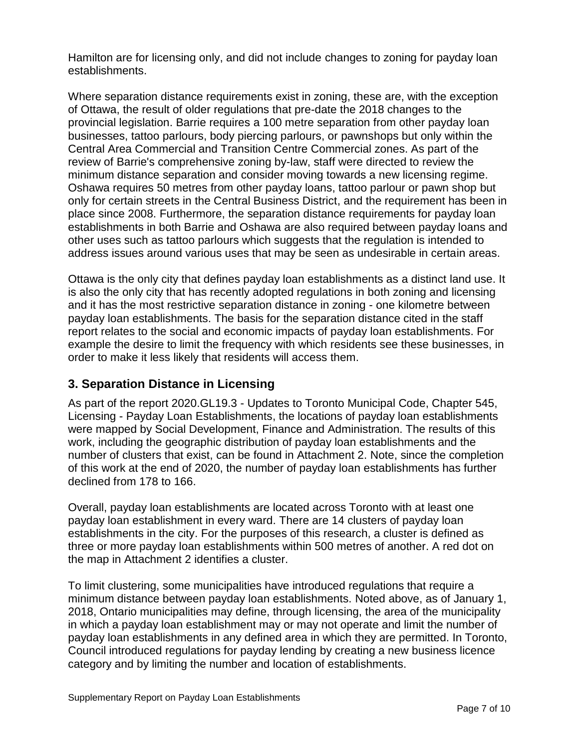Hamilton are for licensing only, and did not include changes to zoning for payday loan establishments.

Where separation distance requirements exist in zoning, these are, with the exception of Ottawa, the result of older regulations that pre-date the 2018 changes to the provincial legislation. Barrie requires a 100 metre separation from other payday loan businesses, tattoo parlours, body piercing parlours, or pawnshops but only within the Central Area Commercial and Transition Centre Commercial zones. As part of the review of Barrie's comprehensive zoning by-law, staff were directed to review the minimum distance separation and consider moving towards a new licensing regime. Oshawa requires 50 metres from other payday loans, tattoo parlour or pawn shop but only for certain streets in the Central Business District, and the requirement has been in place since 2008. Furthermore, the separation distance requirements for payday loan establishments in both Barrie and Oshawa are also required between payday loans and other uses such as tattoo parlours which suggests that the regulation is intended to address issues around various uses that may be seen as undesirable in certain areas.

Ottawa is the only city that defines payday loan establishments as a distinct land use. It is also the only city that has recently adopted regulations in both zoning and licensing and it has the most restrictive separation distance in zoning - one kilometre between payday loan establishments. The basis for the separation distance cited in the staff report relates to the social and economic impacts of payday loan establishments. For example the desire to limit the frequency with which residents see these businesses, in order to make it less likely that residents will access them.

## 3. Separation Distance in Licensing

As part of the report 2020.GL19.3 - Updates to Toronto Municipal Code, Chapter 545, Licensing - Payday Loan Establishments, the locations of payday loan establishments were mapped by Social Development, Finance and Administration. The results of this work, including the geographic distribution of payday loan establishments and the number of clusters that exist, can be found in Attachment 2. Note, since the completion of this work at the end of 2020, the number of payday loan establishments has further declined from 178 to 166.

Overall, payday loan establishments are located across Toronto with at least one payday loan establishment in every ward. There are 14 clusters of payday loan establishments in the city. For the purposes of this research, a cluster is defined as three or more payday loan establishments within 500 metres of another. A red dot on the map in Attachment 2 identifies a cluster.

To limit clustering, some municipalities have introduced regulations that require a minimum distance between payday loan establishments. Noted above, as of January 1, 2018, Ontario municipalities may define, through licensing, the area of the municipality in which a payday loan establishment may or may not operate and limit the number of payday loan establishments in any defined area in which they are permitted. In Toronto, Council introduced regulations for payday lending by creating a new business licence category and by limiting the number and location of establishments.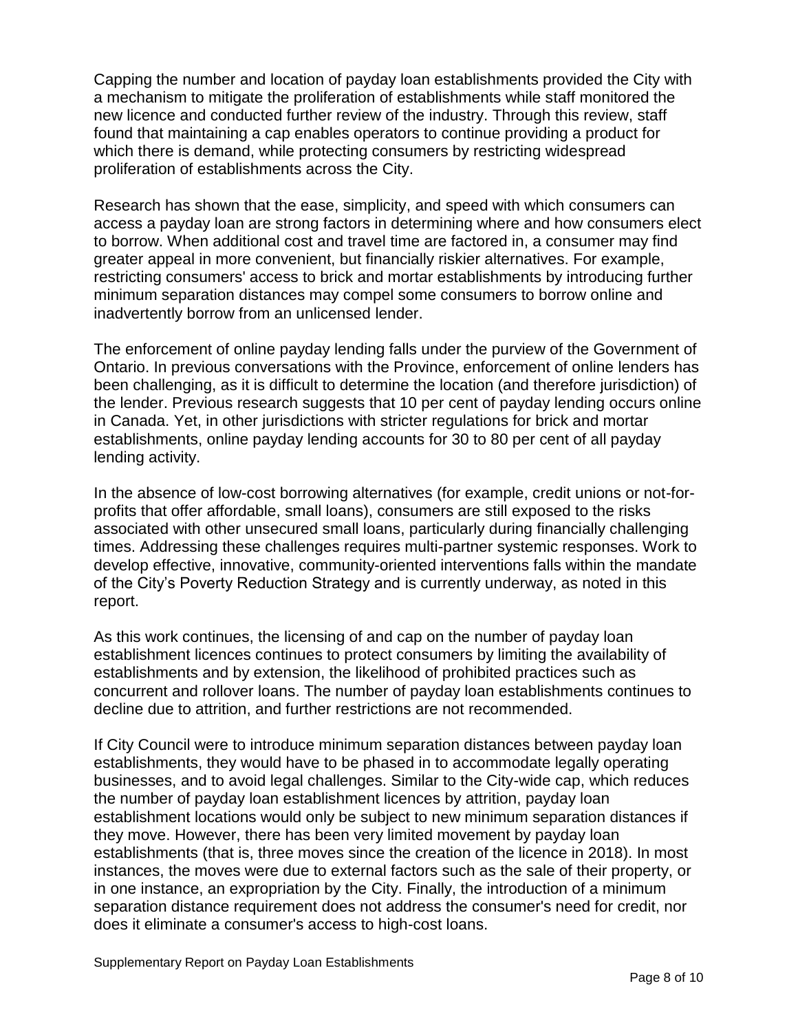Capping the number and location of payday loan establishments provided the City with a mechanism to mitigate the proliferation of establishments while staff monitored the new licence and conducted further review of the industry. Through this review, staff found that maintaining a cap enables operators to continue providing a product for which there is demand, while protecting consumers by restricting widespread proliferation of establishments across the City.

Research has shown that the ease, simplicity, and speed with which consumers can access a payday loan are strong factors in determining where and how consumers elect to borrow. When additional cost and travel time are factored in, a consumer may find greater appeal in more convenient, but financially riskier alternatives. For example, restricting consumers' access to brick and mortar establishments by introducing further minimum separation distances may compel some consumers to borrow online and inadvertently borrow from an unlicensed lender.

The enforcement of online payday lending falls under the purview of the Government of Ontario. In previous conversations with the Province, enforcement of online lenders has been challenging, as it is difficult to determine the location (and therefore jurisdiction) of the lender. Previous research suggests that 10 per cent of payday lending occurs online in Canada. Yet, in other jurisdictions with stricter regulations for brick and mortar establishments, online payday lending accounts for 30 to 80 per cent of all payday lending activity.

In the absence of low-cost borrowing alternatives (for example, credit unions or not-for-profits that offer affordable, small loans), consumers are still exposed to the risks associated with other unsecured small loans, particularly during financially challenging times. Addressing these challenges requires multi-partner systemic responses. Work to develop effective, innovative, community-oriented interventions falls within the mandate of the City's Poverty Reduction Strategy and is currently underway, as noted in this report.

As this work continues, the licensing of and cap on the number of payday loan establishment licences continues to protect consumers by limiting the availability of establishments and by extension, the likelihood of prohibited practices such as concurrent and rollover loans. The number of payday loan establishments continues to decline due to attrition, and further restrictions are not recommended.

If City Council were to introduce minimum separation distances between payday loan establishments, they would have to be phased in to accommodate legally operating businesses, and to avoid legal challenges. Similar to the City-wide cap, which reduces the number of payday loan establishment licences by attrition, payday loan establishment locations would only be subject to new minimum separation distances if they move. However, there has been very limited movement by payday loan establishments (that is, three moves since the creation of the licence in 2018). In most instances, the moves were due to external factors such as the sale of their property, or in one instance, an expropriation by the City. Finally, the introduction of a minimum separation distance requirement does not address the consumer's need for credit, nor does it eliminate a consumer's access to high-cost loans.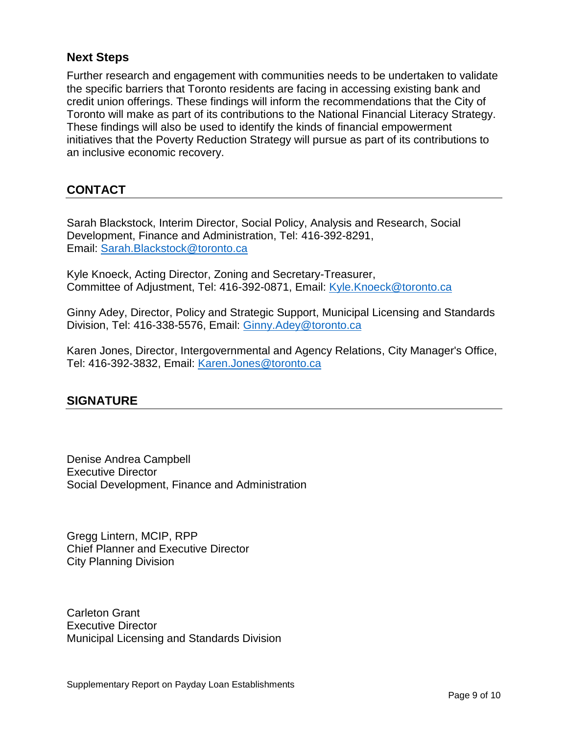## Next Steps

Further research and engagement with communities needs to be undertaken to validate the specific barriers that Toronto residents are facing in accessing existing bank and credit union offerings. These findings will inform the recommendations that the City of Toronto will make as part of its contributions to the National Financial Literacy Strategy. These findings will also be used to identify the kinds of financial empowerment initiatives that the Poverty Reduction Strategy will pursue as part of its contributions to an inclusive economic recovery.

## CONTACT

Sarah Blackstock, Interim Director, Social Policy, Analysis and Research, Social Development, Finance and Administration, Tel: 416-392-8291, Email: Sarah.Blackstock@toronto.ca

Kyle Knoeck, Acting Director, Zoning and Secretary-Treasurer, Committee of Adjustment, Tel: 416-392-0871, Email: Kyle.Knoeck@toronto.ca

Ginny Adey, Director, Policy and Strategic Support, Municipal Licensing and Standards Division, Tel: 416-338-5576, Email: Ginny.Adey@toronto.ca

Karen Jones, Director, Intergovernmental and Agency Relations, City Manager's Office, Tel: 416-392-3832, Email: Karen.Jones@toronto.ca

## SIGNATURE

Denise Andrea Campbell
Executive Director
Social Development, Finance and Administration

Gregg Lintern, MCIP, RPP
Chief Planner and Executive Director
City Planning Division

Carleton Grant
Executive Director
Municipal Licensing and Standards Division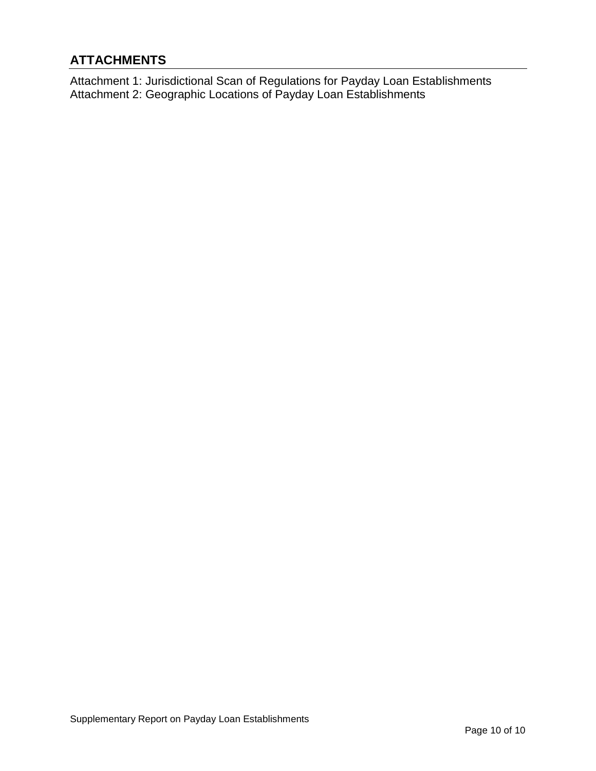## ATTACHMENTS

Attachment 1: Jurisdictional Scan of Regulations for Payday Loan Establishments
Attachment 2: Geographic Locations of Payday Loan Establishments